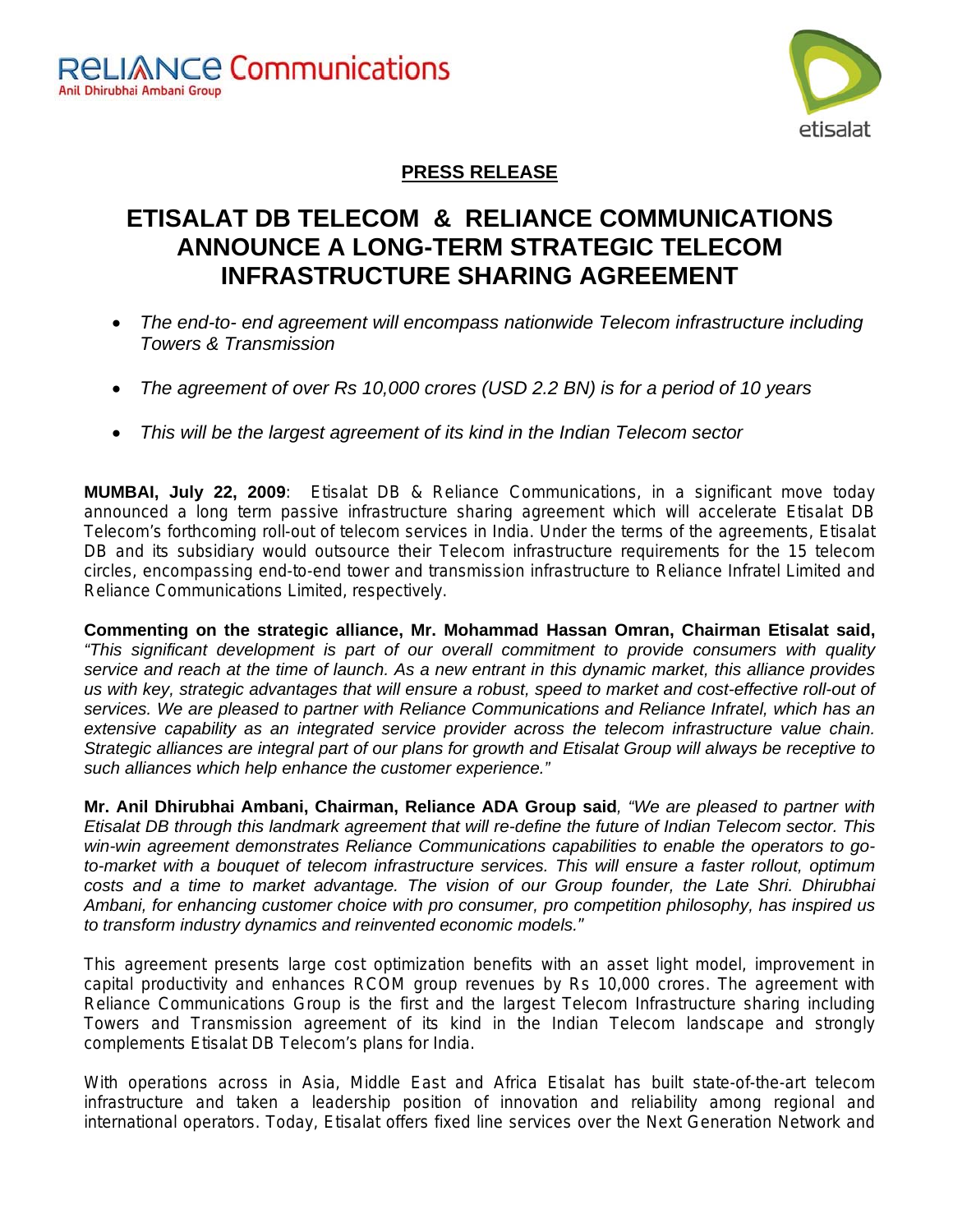RELIANCE Communications
Anil Dhirubhai Ambani Group

etisalat

**PRESS RELEASE**

# ETISALAT DB TELECOM & RELIANCE COMMUNICATIONS ANNOUNCE A LONG-TERM STRATEGIC TELECOM INFRASTRUCTURE SHARING AGREEMENT

- *The end-to- end agreement will encompass nationwide Telecom infrastructure including Towers & Transmission*
- *The agreement of over Rs 10,000 crores (USD 2.2 BN) is for a period of 10 years*
- *This will be the largest agreement of its kind in the Indian Telecom sector*

**MUMBAI, July 22, 2009**: Etisalat DB & Reliance Communications, in a significant move today announced a long term passive infrastructure sharing agreement which will accelerate Etisalat DB Telecom's forthcoming roll-out of telecom services in India. Under the terms of the agreements, Etisalat DB and its subsidiary would outsource their Telecom infrastructure requirements for the 15 telecom circles, encompassing end-to-end tower and transmission infrastructure to Reliance Infratel Limited and Reliance Communications Limited, respectively.

**Commenting on the strategic alliance, Mr. Mohammad Hassan Omran, Chairman Etisalat said,** *"This significant development is part of our overall commitment to provide consumers with quality service and reach at the time of launch. As a new entrant in this dynamic market, this alliance provides us with key, strategic advantages that will ensure a robust, speed to market and cost-effective roll-out of services. We are pleased to partner with Reliance Communications and Reliance Infratel, which has an extensive capability as an integrated service provider across the telecom infrastructure value chain. Strategic alliances are integral part of our plans for growth and Etisalat Group will always be receptive to such alliances which help enhance the customer experience."*

**Mr. Anil Dhirubhai Ambani, Chairman, Reliance ADA Group said**, *"We are pleased to partner with Etisalat DB through this landmark agreement that will re-define the future of Indian Telecom sector. This win-win agreement demonstrates Reliance Communications capabilities to enable the operators to go-to-market with a bouquet of telecom infrastructure services. This will ensure a faster rollout, optimum costs and a time to market advantage. The vision of our Group founder, the Late Shri. Dhirubhai Ambani, for enhancing customer choice with pro consumer, pro competition philosophy, has inspired us to transform industry dynamics and reinvented economic models."*

This agreement presents large cost optimization benefits with an asset light model, improvement in capital productivity and enhances RCOM group revenues by Rs 10,000 crores. The agreement with Reliance Communications Group is the first and the largest Telecom Infrastructure sharing including Towers and Transmission agreement of its kind in the Indian Telecom landscape and strongly complements Etisalat DB Telecom's plans for India.

With operations across in Asia, Middle East and Africa Etisalat has built state-of-the-art telecom infrastructure and taken a leadership position of innovation and reliability among regional and international operators. Today, Etisalat offers fixed line services over the Next Generation Network and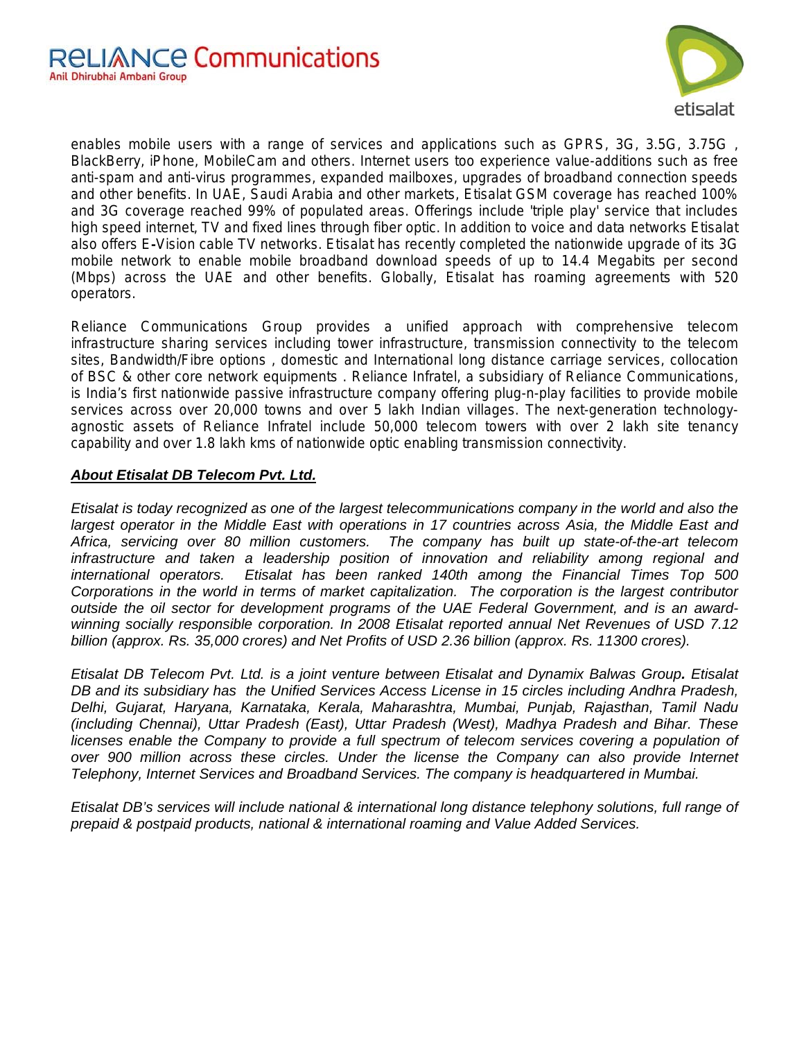enables mobile users with a range of services and applications such as GPRS, 3G, 3.5G, 3.75G , BlackBerry, iPhone, MobileCam and others. Internet users too experience value-additions such as free anti-spam and anti-virus programmes, expanded mailboxes, upgrades of broadband connection speeds and other benefits. In UAE, Saudi Arabia and other markets, Etisalat GSM coverage has reached 100% and 3G coverage reached 99% of populated areas. Offerings include 'triple play' service that includes high speed internet, TV and fixed lines through fiber optic. In addition to voice and data networks Etisalat also offers E-Vision cable TV networks. Etisalat has recently completed the nationwide upgrade of its 3G mobile network to enable mobile broadband download speeds of up to 14.4 Megabits per second (Mbps) across the UAE and other benefits. Globally, Etisalat has roaming agreements with 520 operators.

Reliance Communications Group provides a unified approach with comprehensive telecom infrastructure sharing services including tower infrastructure, transmission connectivity to the telecom sites, Bandwidth/Fibre options , domestic and International long distance carriage services, collocation of BSC & other core network equipments . Reliance Infratel, a subsidiary of Reliance Communications, is India's first nationwide passive infrastructure company offering plug-n-play facilities to provide mobile services across over 20,000 towns and over 5 lakh Indian villages. The next-generation technology-agnostic assets of Reliance Infratel include 50,000 telecom towers with over 2 lakh site tenancy capability and over 1.8 lakh kms of nationwide optic enabling transmission connectivity.

***About Etisalat DB Telecom Pvt. Ltd.***

*Etisalat is today recognized as one of the largest telecommunications company in the world and also the largest operator in the Middle East with operations in 17 countries across Asia, the Middle East and Africa, servicing over 80 million customers. The company has built up state-of-the-art telecom infrastructure and taken a leadership position of innovation and reliability among regional and international operators. Etisalat has been ranked 140th among the Financial Times Top 500 Corporations in the world in terms of market capitalization. The corporation is the largest contributor outside the oil sector for development programs of the UAE Federal Government, and is an award-winning socially responsible corporation. In 2008 Etisalat reported annual Net Revenues of USD 7.12 billion (approx. Rs. 35,000 crores) and Net Profits of USD 2.36 billion (approx. Rs. 11300 crores).*

*Etisalat DB Telecom Pvt. Ltd. is a joint venture between Etisalat and Dynamix Balwas Group. Etisalat DB and its subsidiary has the Unified Services Access License in 15 circles including Andhra Pradesh, Delhi, Gujarat, Haryana, Karnataka, Kerala, Maharashtra, Mumbai, Punjab, Rajasthan, Tamil Nadu (including Chennai), Uttar Pradesh (East), Uttar Pradesh (West), Madhya Pradesh and Bihar. These licenses enable the Company to provide a full spectrum of telecom services covering a population of over 900 million across these circles. Under the license the Company can also provide Internet Telephony, Internet Services and Broadband Services. The company is headquartered in Mumbai.*

*Etisalat DB's services will include national & international long distance telephony solutions, full range of prepaid & postpaid products, national & international roaming and Value Added Services.*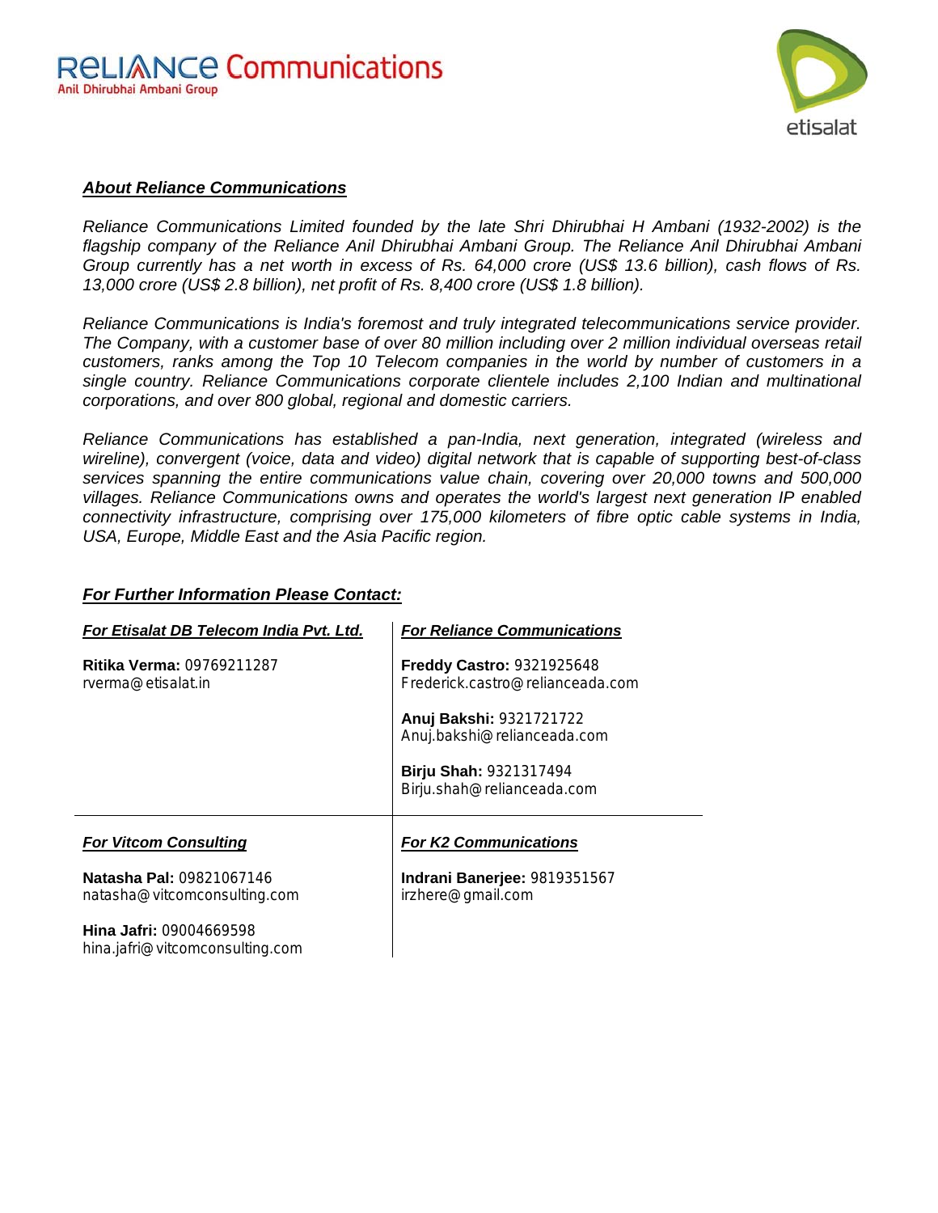**RELIANCE Communications**
Anil Dhirubhai Ambani Group

etisalat

### ***About Reliance Communications***

*Reliance Communications Limited founded by the late Shri Dhirubhai H Ambani (1932-2002) is the flagship company of the Reliance Anil Dhirubhai Ambani Group. The Reliance Anil Dhirubhai Ambani Group currently has a net worth in excess of Rs. 64,000 crore (US$ 13.6 billion), cash flows of Rs. 13,000 crore (US$ 2.8 billion), net profit of Rs. 8,400 crore (US$ 1.8 billion).*

*Reliance Communications is India's foremost and truly integrated telecommunications service provider. The Company, with a customer base of over 80 million including over 2 million individual overseas retail customers, ranks among the Top 10 Telecom companies in the world by number of customers in a single country. Reliance Communications corporate clientele includes 2,100 Indian and multinational corporations, and over 800 global, regional and domestic carriers.*

*Reliance Communications has established a pan-India, next generation, integrated (wireless and wireline), convergent (voice, data and video) digital network that is capable of supporting best-of-class services spanning the entire communications value chain, covering over 20,000 towns and 500,000 villages. Reliance Communications owns and operates the world's largest next generation IP enabled connectivity infrastructure, comprising over 175,000 kilometers of fibre optic cable systems in India, USA, Europe, Middle East and the Asia Pacific region.*

### ***For Further Information Please Contact:***

| | |
|---|---|
| ***For Etisalat DB Telecom India Pvt. Ltd.*** | ***For Reliance Communications*** |
| **Ritika Verma:** 09769211287<br>rverma@etisalat.in | **Freddy Castro:** 9321925648<br>Frederick.castro@relianceada.com<br><br>**Anuj Bakshi:** 9321721722<br>Anuj.bakshi@relianceada.com<br><br>**Birju Shah:** 9321317494<br>Birju.shah@relianceada.com |
| ***For Vitcom Consulting*** | ***For K2 Communications*** |
| **Natasha Pal:** 09821067146<br>natasha@vitcomconsulting.com<br><br>**Hina Jafri:** 09004669598<br>hina.jafri@vitcomconsulting.com | **Indrani Banerjee:** 9819351567<br>irzhere@gmail.com |